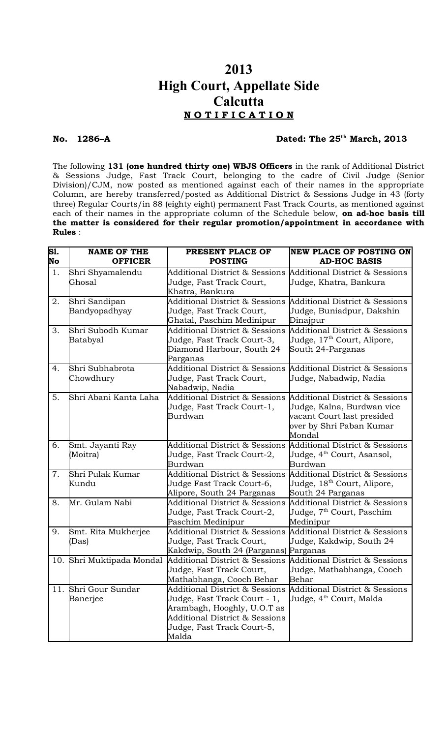# 2013
# High Court, Appellate Side
# Calcutta
## **N O T I F I C A T I O N**

**No. 1286–A** **Dated: The 25th March, 2013**

The following **131 (one hundred thirty one) WBJS Officers** in the rank of Additional District & Sessions Judge, Fast Track Court, belonging to the cadre of Civil Judge (Senior Division)/CJM, now posted as mentioned against each of their names in the appropriate Column, are hereby transferred/posted as Additional District & Sessions Judge in 43 (forty three) Regular Courts/in 88 (eighty eight) permanent Fast Track Courts, as mentioned against each of their names in the appropriate column of the Schedule below, **on ad-hoc basis till the matter is considered for their regular promotion/appointment in accordance with Rules** :

| Sl. No | NAME OF THE OFFICER | PRESENT PLACE OF POSTING | NEW PLACE OF POSTING ON AD-HOC BASIS |
|---|---|---|---|
| 1. | Shri Shyamalendu Ghosal | Additional District & Sessions Judge, Fast Track Court, Khatra, Bankura | Additional District & Sessions Judge, Khatra, Bankura |
| 2. | Shri Sandipan Bandyopadhyay | Additional District & Sessions Judge, Fast Track Court, Ghatal, Paschim Medinipur | Additional District & Sessions Judge, Buniadpur, Dakshin Dinajpur |
| 3. | Shri Subodh Kumar Batabyal | Additional District & Sessions Judge, Fast Track Court-3, Diamond Harbour, South 24 Parganas | Additional District & Sessions Judge, 17th Court, Alipore, South 24-Parganas |
| 4. | Shri Subhabrota Chowdhury | Additional District & Sessions Judge, Fast Track Court, Nabadwip, Nadia | Additional District & Sessions Judge, Nabadwip, Nadia |
| 5. | Shri Abani Kanta Laha | Additional District & Sessions Judge, Fast Track Court-1, Burdwan | Additional District & Sessions Judge, Kalna, Burdwan vice vacant Court last presided over by Shri Paban Kumar Mondal |
| 6. | Smt. Jayanti Ray (Moitra) | Additional District & Sessions Judge, Fast Track Court-2, Burdwan | Additional District & Sessions Judge, 4th Court, Asansol, Burdwan |
| 7. | Shri Pulak Kumar Kundu | Additional District & Sessions Judge Fast Track Court-6, Alipore, South 24 Parganas | Additional District & Sessions Judge, 18th Court, Alipore, South 24 Parganas |
| 8. | Mr. Gulam Nabi | Additional District & Sessions Judge, Fast Track Court-2, Paschim Medinipur | Additional District & Sessions Judge, 7th Court, Paschim Medinipur |
| 9. | Smt. Rita Mukherjee (Das) | Additional District & Sessions Judge, Fast Track Court, Kakdwip, South 24 (Parganas) | Additional District & Sessions Judge, Kakdwip, South 24 Parganas |
| 10. | Shri Muktipada Mondal | Additional District & Sessions Judge, Fast Track Court, Mathabhanga, Cooch Behar | Additional District & Sessions Judge, Mathabhanga, Cooch Behar |
| 11. | Shri Gour Sundar Banerjee | Additional District & Sessions Judge, Fast Track Court - 1, Arambagh, Hooghly, U.O.T as Additional District & Sessions Judge, Fast Track Court-5, Malda | Additional District & Sessions Judge, 4th Court, Malda |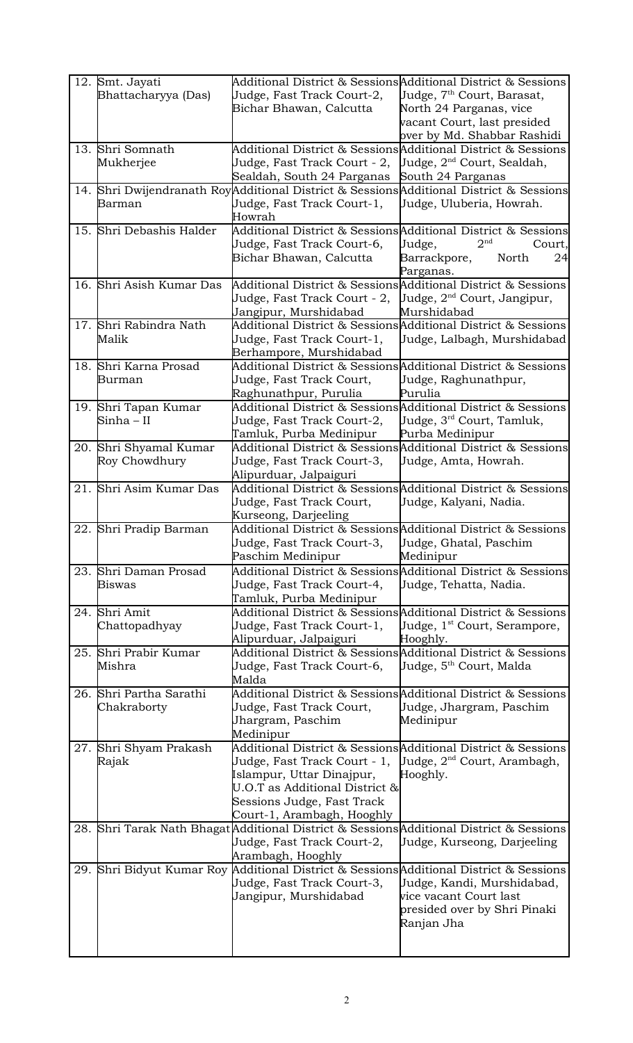| | | | |
|---|---|---|---|
| 12. | Smt. Jayati Bhattacharyya (Das) | Additional District & Sessions Judge, Fast Track Court-2, Bichar Bhawan, Calcutta | Additional District & Sessions Judge, 7th Court, Barasat, North 24 Parganas, vice vacant Court, last presided over by Md. Shabbar Rashidi |
| 13. | Shri Somnath Mukherjee | Additional District & Sessions Judge, Fast Track Court - 2, Sealdah, South 24 Parganas | Additional District & Sessions Judge, 2nd Court, Sealdah, South 24 Parganas |
| 14. | Shri Dwijendranath Roy Barman | Additional District & Sessions Judge, Fast Track Court-1, Howrah | Additional District & Sessions Judge, Uluberia, Howrah. |
| 15. | Shri Debashis Halder | Additional District & Sessions Judge, Fast Track Court-6, Bichar Bhawan, Calcutta | Additional District & Sessions Judge, 2nd Court, Barrackpore, North 24 Parganas. |
| 16. | Shri Asish Kumar Das | Additional District & Sessions Judge, Fast Track Court - 2, Jangipur, Murshidabad | Additional District & Sessions Judge, 2nd Court, Jangipur, Murshidabad |
| 17. | Shri Rabindra Nath Malik | Additional District & Sessions Judge, Fast Track Court-1, Berhampore, Murshidabad | Additional District & Sessions Judge, Lalbagh, Murshidabad |
| 18. | Shri Karna Prosad Burman | Additional District & Sessions Judge, Fast Track Court, Raghunathpur, Purulia | Additional District & Sessions Judge, Raghunathpur, Purulia |
| 19. | Shri Tapan Kumar Sinha – II | Additional District & Sessions Judge, Fast Track Court-2, Tamluk, Purba Medinipur | Additional District & Sessions Judge, 3rd Court, Tamluk, Purba Medinipur |
| 20. | Shri Shyamal Kumar Roy Chowdhury | Additional District & Sessions Judge, Fast Track Court-3, Alipurduar, Jalpaiguri | Additional District & Sessions Judge, Amta, Howrah. |
| 21. | Shri Asim Kumar Das | Additional District & Sessions Judge, Fast Track Court, Kurseong, Darjeeling | Additional District & Sessions Judge, Kalyani, Nadia. |
| 22. | Shri Pradip Barman | Additional District & Sessions Judge, Fast Track Court-3, Paschim Medinipur | Additional District & Sessions Judge, Ghatal, Paschim Medinipur |
| 23. | Shri Daman Prosad Biswas | Additional District & Sessions Judge, Fast Track Court-4, Tamluk, Purba Medinipur | Additional District & Sessions Judge, Tehatta, Nadia. |
| 24. | Shri Amit Chattopadhyay | Additional District & Sessions Judge, Fast Track Court-1, Alipurduar, Jalpaiguri | Additional District & Sessions Judge, 1st Court, Serampore, Hooghly. |
| 25. | Shri Prabir Kumar Mishra | Additional District & Sessions Judge, Fast Track Court-6, Malda | Additional District & Sessions Judge, 5th Court, Malda |
| 26. | Shri Partha Sarathi Chakraborty | Additional District & Sessions Judge, Fast Track Court, Jhargram, Paschim Medinipur | Additional District & Sessions Judge, Jhargram, Paschim Medinipur |
| 27. | Shri Shyam Prakash Rajak | Additional District & Sessions Judge, Fast Track Court - 1, Islampur, Uttar Dinajpur, U.O.T as Additional District & Sessions Judge, Fast Track Court-1, Arambagh, Hooghly | Additional District & Sessions Judge, 2nd Court, Arambagh, Hooghly. |
| 28. | Shri Tarak Nath Bhagat | Additional District & Sessions Judge, Fast Track Court-2, Arambagh, Hooghly | Additional District & Sessions Judge, Kurseong, Darjeeling |
| 29. | Shri Bidyut Kumar Roy | Additional District & Sessions Judge, Fast Track Court-3, Jangipur, Murshidabad | Additional District & Sessions Judge, Kandi, Murshidabad, vice vacant Court last presided over by Shri Pinaki Ranjan Jha |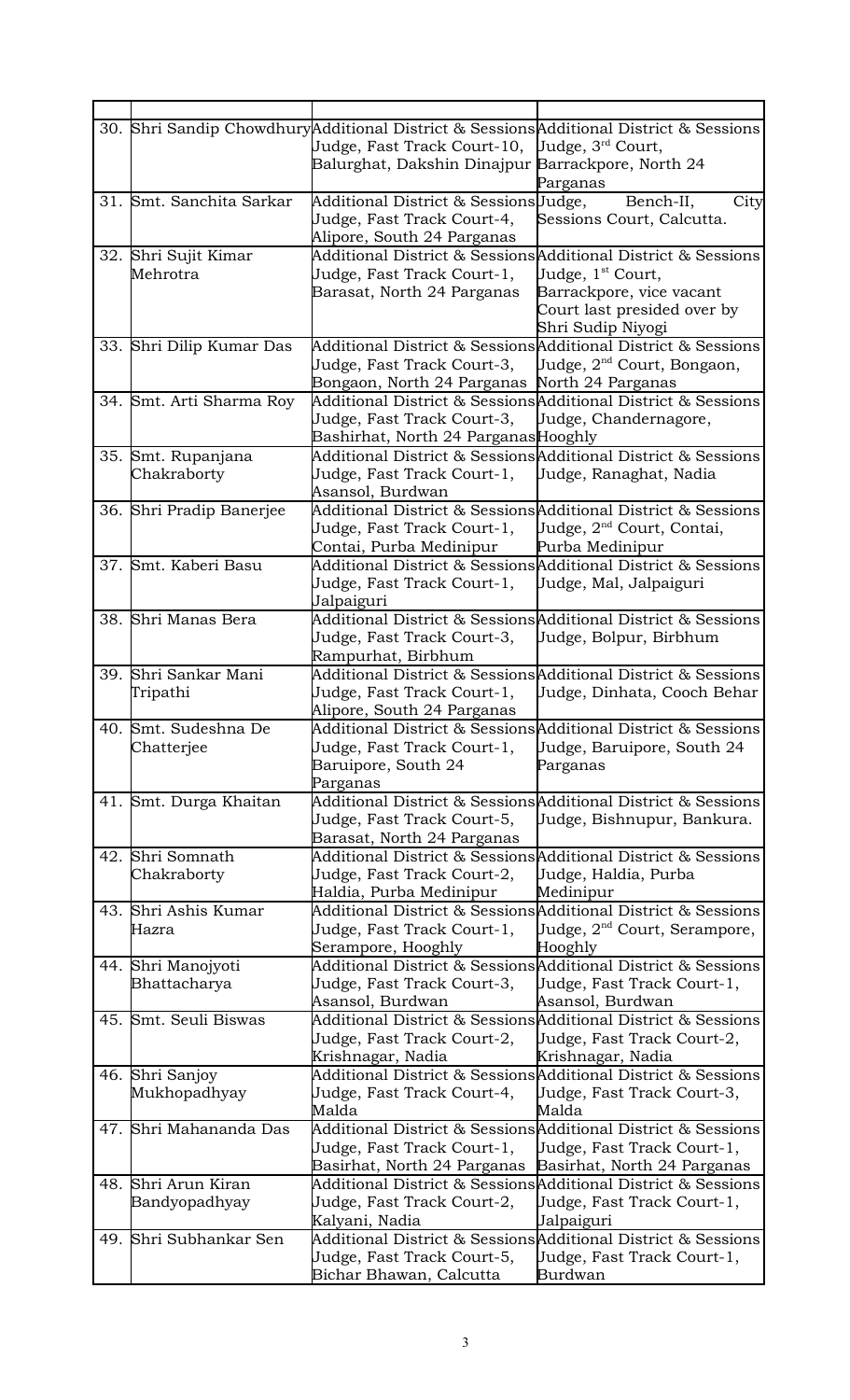| | | | |
|---|---|---|---|
| 30. | Shri Sandip Chowdhury | Additional District & Sessions Judge, Fast Track Court-10, Balurghat, Dakshin Dinajpur | Additional District & Sessions Judge, 3rd Court, Barrackpore, North 24 Parganas |
| 31. | Smt. Sanchita Sarkar | Additional District & Sessions Judge, Fast Track Court-4, Alipore, South 24 Parganas | Judge, Bench-II, City Sessions Court, Calcutta. |
| 32. | Shri Sujit Kimar Mehrotra | Additional District & Sessions Judge, Fast Track Court-1, Barasat, North 24 Parganas | Additional District & Sessions Judge, 1st Court, Barrackpore, vice vacant Court last presided over by Shri Sudip Niyogi |
| 33. | Shri Dilip Kumar Das | Additional District & Sessions Judge, Fast Track Court-3, Bongaon, North 24 Parganas | Additional District & Sessions Judge, 2nd Court, Bongaon, North 24 Parganas |
| 34. | Smt. Arti Sharma Roy | Additional District & Sessions Judge, Fast Track Court-3, Bashirhat, North 24 Parganas | Additional District & Sessions Judge, Chandernagore, Hooghly |
| 35. | Smt. Rupanjana Chakraborty | Additional District & Sessions Judge, Fast Track Court-1, Asansol, Burdwan | Additional District & Sessions Judge, Ranaghat, Nadia |
| 36. | Shri Pradip Banerjee | Additional District & Sessions Judge, Fast Track Court-1, Contai, Purba Medinipur | Additional District & Sessions Judge, 2nd Court, Contai, Purba Medinipur |
| 37. | Smt. Kaberi Basu | Additional District & Sessions Judge, Fast Track Court-1, Jalpaiguri | Additional District & Sessions Judge, Mal, Jalpaiguri |
| 38. | Shri Manas Bera | Additional District & Sessions Judge, Fast Track Court-3, Rampurhat, Birbhum | Additional District & Sessions Judge, Bolpur, Birbhum |
| 39. | Shri Sankar Mani Tripathi | Additional District & Sessions Judge, Fast Track Court-1, Alipore, South 24 Parganas | Additional District & Sessions Judge, Dinhata, Cooch Behar |
| 40. | Smt. Sudeshna De Chatterjee | Additional District & Sessions Judge, Fast Track Court-1, Baruipore, South 24 Parganas | Additional District & Sessions Judge, Baruipore, South 24 Parganas |
| 41. | Smt. Durga Khaitan | Additional District & Sessions Judge, Fast Track Court-5, Barasat, North 24 Parganas | Additional District & Sessions Judge, Bishnupur, Bankura. |
| 42. | Shri Somnath Chakraborty | Additional District & Sessions Judge, Fast Track Court-2, Haldia, Purba Medinipur | Additional District & Sessions Judge, Haldia, Purba Medinipur |
| 43. | Shri Ashis Kumar Hazra | Additional District & Sessions Judge, Fast Track Court-1, Serampore, Hooghly | Additional District & Sessions Judge, 2nd Court, Serampore, Hooghly |
| 44. | Shri Manojyoti Bhattacharya | Additional District & Sessions Judge, Fast Track Court-3, Asansol, Burdwan | Additional District & Sessions Judge, Fast Track Court-1, Asansol, Burdwan |
| 45. | Smt. Seuli Biswas | Additional District & Sessions Judge, Fast Track Court-2, Krishnagar, Nadia | Additional District & Sessions Judge, Fast Track Court-2, Krishnagar, Nadia |
| 46. | Shri Sanjoy Mukhopadhyay | Additional District & Sessions Judge, Fast Track Court-4, Malda | Additional District & Sessions Judge, Fast Track Court-3, Malda |
| 47. | Shri Mahananda Das | Additional District & Sessions Judge, Fast Track Court-1, Basirhat, North 24 Parganas | Additional District & Sessions Judge, Fast Track Court-1, Basirhat, North 24 Parganas |
| 48. | Shri Arun Kiran Bandyopadhyay | Additional District & Sessions Judge, Fast Track Court-2, Kalyani, Nadia | Additional District & Sessions Judge, Fast Track Court-1, Jalpaiguri |
| 49. | Shri Subhankar Sen | Additional District & Sessions Judge, Fast Track Court-5, Bichar Bhawan, Calcutta | Additional District & Sessions Judge, Fast Track Court-1, Burdwan |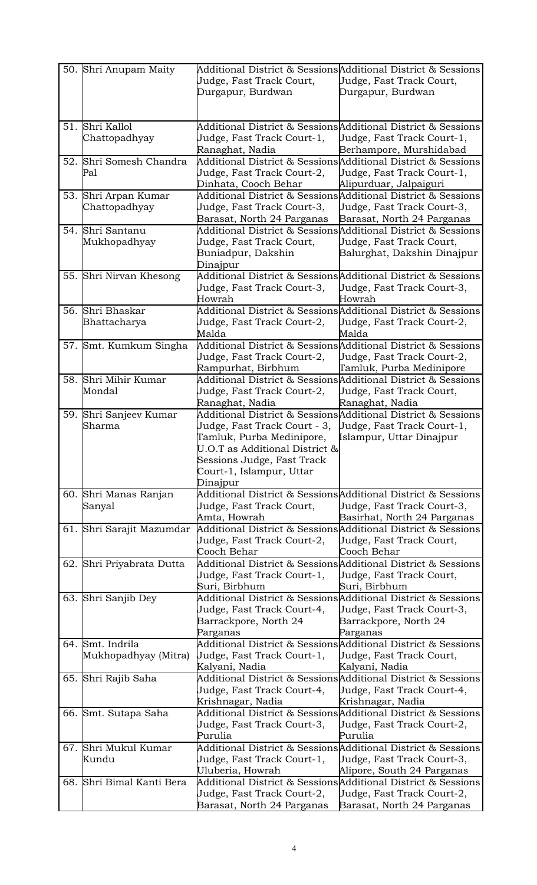| | | | |
|---|---|---|---|
| 50. | Shri Anupam Maity | Additional District & Sessions Judge, Fast Track Court, Durgapur, Burdwan | Additional District & Sessions Judge, Fast Track Court, Durgapur, Burdwan |
| 51. | Shri Kallol Chattopadhyay | Additional District & Sessions Judge, Fast Track Court-1, Ranaghat, Nadia | Additional District & Sessions Judge, Fast Track Court-1, Berhampore, Murshidabad |
| 52. | Shri Somesh Chandra Pal | Additional District & Sessions Judge, Fast Track Court-2, Dinhata, Cooch Behar | Additional District & Sessions Judge, Fast Track Court-1, Alipurduar, Jalpaiguri |
| 53. | Shri Arpan Kumar Chattopadhyay | Additional District & Sessions Judge, Fast Track Court-3, Barasat, North 24 Parganas | Additional District & Sessions Judge, Fast Track Court-3, Barasat, North 24 Parganas |
| 54. | Shri Santanu Mukhopadhyay | Additional District & Sessions Judge, Fast Track Court, Buniadpur, Dakshin Dinajpur | Additional District & Sessions Judge, Fast Track Court, Balurghat, Dakshin Dinajpur |
| 55. | Shri Nirvan Khesong | Additional District & Sessions Judge, Fast Track Court-3, Howrah | Additional District & Sessions Judge, Fast Track Court-3, Howrah |
| 56. | Shri Bhaskar Bhattacharya | Additional District & Sessions Judge, Fast Track Court-2, Malda | Additional District & Sessions Judge, Fast Track Court-2, Malda |
| 57. | Smt. Kumkum Singha | Additional District & Sessions Judge, Fast Track Court-2, Rampurhat, Birbhum | Additional District & Sessions Judge, Fast Track Court-2, Tamluk, Purba Medinipore |
| 58. | Shri Mihir Kumar Mondal | Additional District & Sessions Judge, Fast Track Court-2, Ranaghat, Nadia | Additional District & Sessions Judge, Fast Track Court, Ranaghat, Nadia |
| 59. | Shri Sanjeev Kumar Sharma | Additional District & Sessions Judge, Fast Track Court - 3, Tamluk, Purba Medinipore, U.O.T as Additional District & Sessions Judge, Fast Track Court-1, Islampur, Uttar Dinajpur | Additional District & Sessions Judge, Fast Track Court-1, Islampur, Uttar Dinajpur |
| 60. | Shri Manas Ranjan Sanyal | Additional District & Sessions Judge, Fast Track Court, Amta, Howrah | Additional District & Sessions Judge, Fast Track Court-3, Basirhat, North 24 Parganas |
| 61. | Shri Sarajit Mazumdar | Additional District & Sessions Judge, Fast Track Court-2, Cooch Behar | Additional District & Sessions Judge, Fast Track Court, Cooch Behar |
| 62. | Shri Priyabrata Dutta | Additional District & Sessions Judge, Fast Track Court-1, Suri, Birbhum | Additional District & Sessions Judge, Fast Track Court, Suri, Birbhum |
| 63. | Shri Sanjib Dey | Additional District & Sessions Judge, Fast Track Court-4, Barrackpore, North 24 Parganas | Additional District & Sessions Judge, Fast Track Court-3, Barrackpore, North 24 Parganas |
| 64. | Smt. Indrila Mukhopadhyay (Mitra) | Additional District & Sessions Judge, Fast Track Court-1, Kalyani, Nadia | Additional District & Sessions Judge, Fast Track Court, Kalyani, Nadia |
| 65. | Shri Rajib Saha | Additional District & Sessions Judge, Fast Track Court-4, Krishnagar, Nadia | Additional District & Sessions Judge, Fast Track Court-4, Krishnagar, Nadia |
| 66. | Smt. Sutapa Saha | Additional District & Sessions Judge, Fast Track Court-3, Purulia | Additional District & Sessions Judge, Fast Track Court-2, Purulia |
| 67. | Shri Mukul Kumar Kundu | Additional District & Sessions Judge, Fast Track Court-1, Uluberia, Howrah | Additional District & Sessions Judge, Fast Track Court-3, Alipore, South 24 Parganas |
| 68. | Shri Bimal Kanti Bera | Additional District & Sessions Judge, Fast Track Court-2, Barasat, North 24 Parganas | Additional District & Sessions Judge, Fast Track Court-2, Barasat, North 24 Parganas |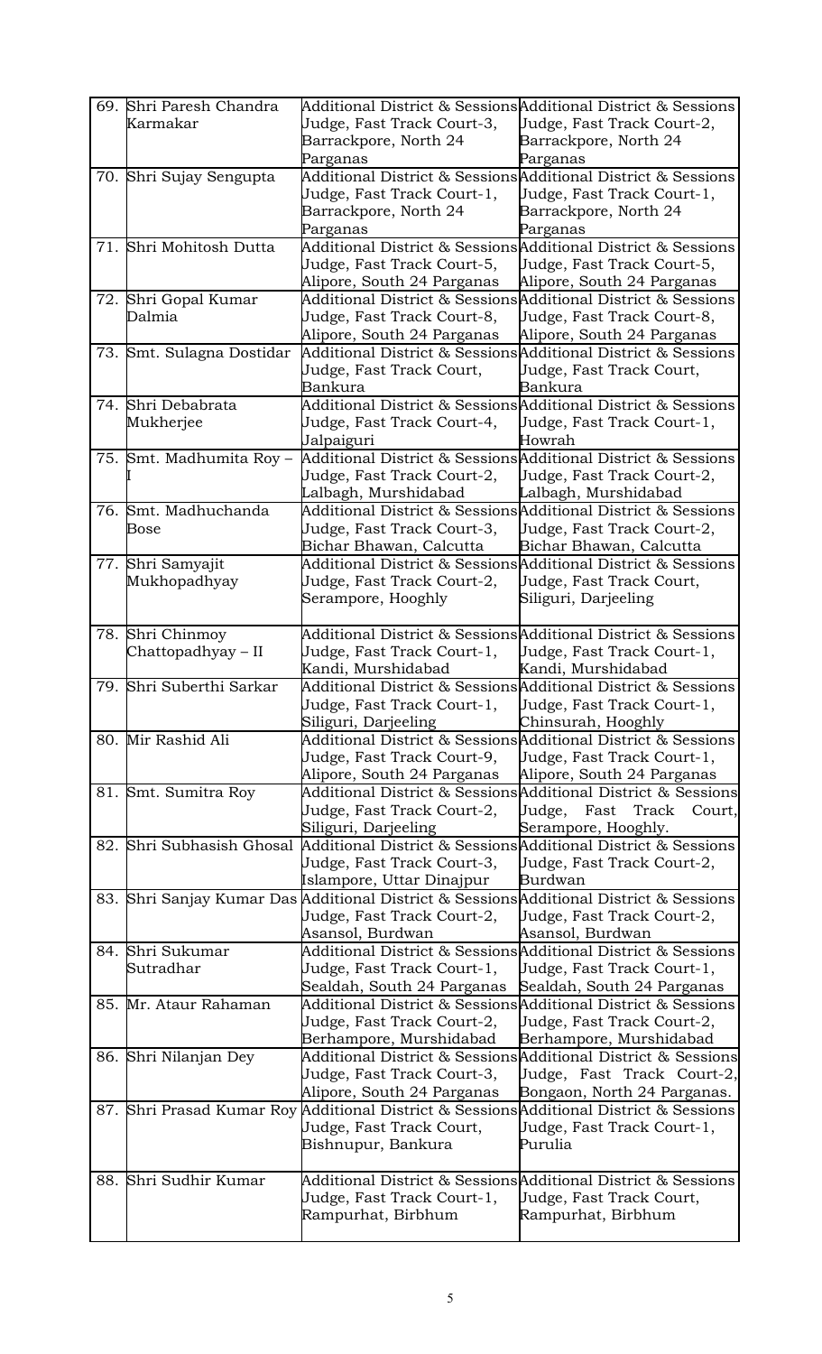| | | | |
|---|---|---|---|
| 69. | Shri Paresh Chandra Karmakar | Additional District & Sessions Judge, Fast Track Court-3, Barrackpore, North 24 Parganas | Additional District & Sessions Judge, Fast Track Court-2, Barrackpore, North 24 Parganas |
| 70. | Shri Sujay Sengupta | Additional District & Sessions Judge, Fast Track Court-1, Barrackpore, North 24 Parganas | Additional District & Sessions Judge, Fast Track Court-1, Barrackpore, North 24 Parganas |
| 71. | Shri Mohitosh Dutta | Additional District & Sessions Judge, Fast Track Court-5, Alipore, South 24 Parganas | Additional District & Sessions Judge, Fast Track Court-5, Alipore, South 24 Parganas |
| 72. | Shri Gopal Kumar Dalmia | Additional District & Sessions Judge, Fast Track Court-8, Alipore, South 24 Parganas | Additional District & Sessions Judge, Fast Track Court-8, Alipore, South 24 Parganas |
| 73. | Smt. Sulagna Dostidar | Additional District & Sessions Judge, Fast Track Court, Bankura | Additional District & Sessions Judge, Fast Track Court, Bankura |
| 74. | Shri Debabrata Mukherjee | Additional District & Sessions Judge, Fast Track Court-4, Jalpaiguri | Additional District & Sessions Judge, Fast Track Court-1, Howrah |
| 75. | Smt. Madhumita Roy – I | Additional District & Sessions Judge, Fast Track Court-2, Lalbagh, Murshidabad | Additional District & Sessions Judge, Fast Track Court-2, Lalbagh, Murshidabad |
| 76. | Smt. Madhuchanda Bose | Additional District & Sessions Judge, Fast Track Court-3, Bichar Bhawan, Calcutta | Additional District & Sessions Judge, Fast Track Court-2, Bichar Bhawan, Calcutta |
| 77. | Shri Samyajit Mukhopadhyay | Additional District & Sessions Judge, Fast Track Court-2, Serampore, Hooghly | Additional District & Sessions Judge, Fast Track Court, Siliguri, Darjeeling |
| 78. | Shri Chinmoy Chattopadhyay – II | Additional District & Sessions Judge, Fast Track Court-1, Kandi, Murshidabad | Additional District & Sessions Judge, Fast Track Court-1, Kandi, Murshidabad |
| 79. | Shri Suberthi Sarkar | Additional District & Sessions Judge, Fast Track Court-1, Siliguri, Darjeeling | Additional District & Sessions Judge, Fast Track Court-1, Chinsurah, Hooghly |
| 80. | Mir Rashid Ali | Additional District & Sessions Judge, Fast Track Court-9, Alipore, South 24 Parganas | Additional District & Sessions Judge, Fast Track Court-1, Alipore, South 24 Parganas |
| 81. | Smt. Sumitra Roy | Additional District & Sessions Judge, Fast Track Court-2, Siliguri, Darjeeling | Additional District & Sessions Judge, Fast Track Court, Serampore, Hooghly. |
| 82. | Shri Subhasish Ghosal | Additional District & Sessions Judge, Fast Track Court-3, Islampore, Uttar Dinajpur | Additional District & Sessions Judge, Fast Track Court-2, Burdwan |
| 83. | Shri Sanjay Kumar Das | Additional District & Sessions Judge, Fast Track Court-2, Asansol, Burdwan | Additional District & Sessions Judge, Fast Track Court-2, Asansol, Burdwan |
| 84. | Shri Sukumar Sutradhar | Additional District & Sessions Judge, Fast Track Court-1, Sealdah, South 24 Parganas | Additional District & Sessions Judge, Fast Track Court-1, Sealdah, South 24 Parganas |
| 85. | Mr. Ataur Rahaman | Additional District & Sessions Judge, Fast Track Court-2, Berhampore, Murshidabad | Additional District & Sessions Judge, Fast Track Court-2, Berhampore, Murshidabad |
| 86. | Shri Nilanjan Dey | Additional District & Sessions Judge, Fast Track Court-3, Alipore, South 24 Parganas | Additional District & Sessions Judge, Fast Track Court-2, Bongaon, North 24 Parganas. |
| 87. | Shri Prasad Kumar Roy | Additional District & Sessions Judge, Fast Track Court, Bishnupur, Bankura | Additional District & Sessions Judge, Fast Track Court-1, Purulia |
| 88. | Shri Sudhir Kumar | Additional District & Sessions Judge, Fast Track Court-1, Rampurhat, Birbhum | Additional District & Sessions Judge, Fast Track Court, Rampurhat, Birbhum |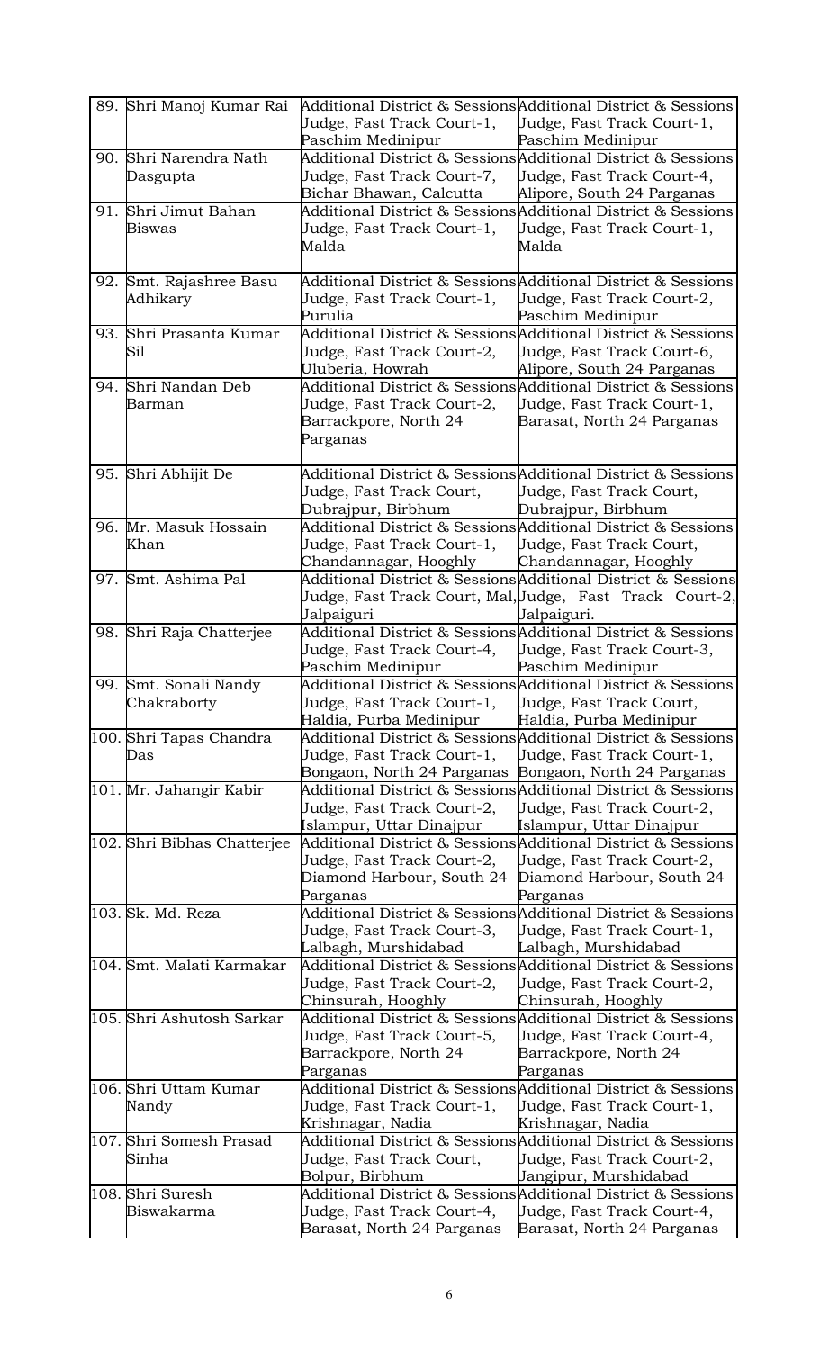| | | | |
|---|---|---|---|
| 89. | Shri Manoj Kumar Rai | Additional District & Sessions Judge, Fast Track Court-1, Paschim Medinipur | Additional District & Sessions Judge, Fast Track Court-1, Paschim Medinipur |
| 90. | Shri Narendra Nath Dasgupta | Additional District & Sessions Judge, Fast Track Court-7, Bichar Bhawan, Calcutta | Additional District & Sessions Judge, Fast Track Court-4, Alipore, South 24 Parganas |
| 91. | Shri Jimut Bahan Biswas | Additional District & Sessions Judge, Fast Track Court-1, Malda | Additional District & Sessions Judge, Fast Track Court-1, Malda |
| 92. | Smt. Rajashree Basu Adhikary | Additional District & Sessions Judge, Fast Track Court-1, Purulia | Additional District & Sessions Judge, Fast Track Court-2, Paschim Medinipur |
| 93. | Shri Prasanta Kumar Sil | Additional District & Sessions Judge, Fast Track Court-2, Uluberia, Howrah | Additional District & Sessions Judge, Fast Track Court-6, Alipore, South 24 Parganas |
| 94. | Shri Nandan Deb Barman | Additional District & Sessions Judge, Fast Track Court-2, Barrackpore, North 24 Parganas | Additional District & Sessions Judge, Fast Track Court-1, Barasat, North 24 Parganas |
| 95. | Shri Abhijit De | Additional District & Sessions Judge, Fast Track Court, Dubrajpur, Birbhum | Additional District & Sessions Judge, Fast Track Court, Dubrajpur, Birbhum |
| 96. | Mr. Masuk Hossain Khan | Additional District & Sessions Judge, Fast Track Court-1, Chandannagar, Hooghly | Additional District & Sessions Judge, Fast Track Court, Chandannagar, Hooghly |
| 97. | Smt. Ashima Pal | Additional District & Sessions Judge, Fast Track Court, Mal, Jalpaiguri | Additional District & Sessions Judge, Fast Track Court-2, Jalpaiguri. |
| 98. | Shri Raja Chatterjee | Additional District & Sessions Judge, Fast Track Court-4, Paschim Medinipur | Additional District & Sessions Judge, Fast Track Court-3, Paschim Medinipur |
| 99. | Smt. Sonali Nandy Chakraborty | Additional District & Sessions Judge, Fast Track Court-1, Haldia, Purba Medinipur | Additional District & Sessions Judge, Fast Track Court, Haldia, Purba Medinipur |
| 100. | Shri Tapas Chandra Das | Additional District & Sessions Judge, Fast Track Court-1, Bongaon, North 24 Parganas | Additional District & Sessions Judge, Fast Track Court-1, Bongaon, North 24 Parganas |
| 101. | Mr. Jahangir Kabir | Additional District & Sessions Judge, Fast Track Court-2, Islampur, Uttar Dinajpur | Additional District & Sessions Judge, Fast Track Court-2, Islampur, Uttar Dinajpur |
| 102. | Shri Bibhas Chatterjee | Additional District & Sessions Judge, Fast Track Court-2, Diamond Harbour, South 24 Parganas | Additional District & Sessions Judge, Fast Track Court-2, Diamond Harbour, South 24 Parganas |
| 103. | Sk. Md. Reza | Additional District & Sessions Judge, Fast Track Court-3, Lalbagh, Murshidabad | Additional District & Sessions Judge, Fast Track Court-1, Lalbagh, Murshidabad |
| 104. | Smt. Malati Karmakar | Additional District & Sessions Judge, Fast Track Court-2, Chinsurah, Hooghly | Additional District & Sessions Judge, Fast Track Court-2, Chinsurah, Hooghly |
| 105. | Shri Ashutosh Sarkar | Additional District & Sessions Judge, Fast Track Court-5, Barrackpore, North 24 Parganas | Additional District & Sessions Judge, Fast Track Court-4, Barrackpore, North 24 Parganas |
| 106. | Shri Uttam Kumar Nandy | Additional District & Sessions Judge, Fast Track Court-1, Krishnagar, Nadia | Additional District & Sessions Judge, Fast Track Court-1, Krishnagar, Nadia |
| 107. | Shri Somesh Prasad Sinha | Additional District & Sessions Judge, Fast Track Court, Bolpur, Birbhum | Additional District & Sessions Judge, Fast Track Court-2, Jangipur, Murshidabad |
| 108. | Shri Suresh Biswakarma | Additional District & Sessions Judge, Fast Track Court-4, Barasat, North 24 Parganas | Additional District & Sessions Judge, Fast Track Court-4, Barasat, North 24 Parganas |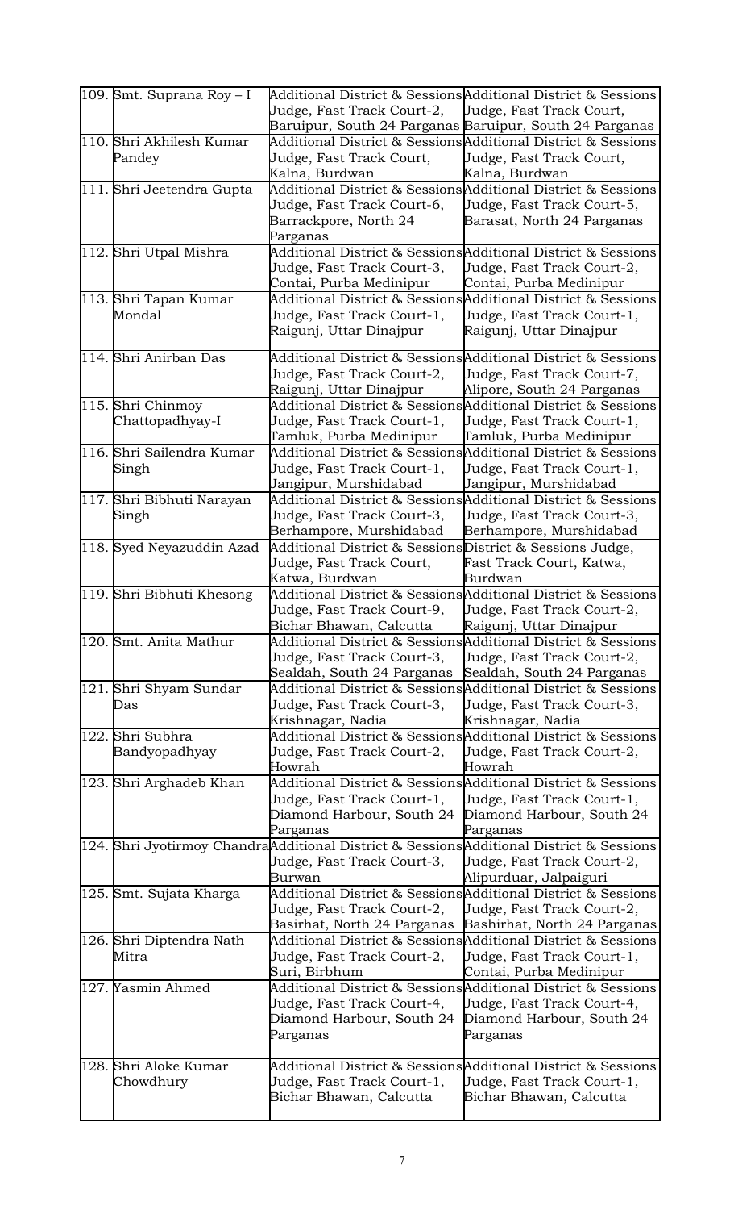| | | | |
|---|---|---|---|
| 109. | Smt. Suprana Roy – I | Additional District & Sessions Judge, Fast Track Court-2, Baruipur, South 24 Parganas | Additional District & Sessions Judge, Fast Track Court, Baruipur, South 24 Parganas |
| 110. | Shri Akhilesh Kumar Pandey | Additional District & Sessions Judge, Fast Track Court, Kalna, Burdwan | Additional District & Sessions Judge, Fast Track Court, Kalna, Burdwan |
| 111. | Shri Jeetendra Gupta | Additional District & Sessions Judge, Fast Track Court-6, Barrackpore, North 24 Parganas | Additional District & Sessions Judge, Fast Track Court-5, Barasat, North 24 Parganas |
| 112. | Shri Utpal Mishra | Additional District & Sessions Judge, Fast Track Court-3, Contai, Purba Medinipur | Additional District & Sessions Judge, Fast Track Court-2, Contai, Purba Medinipur |
| 113. | Shri Tapan Kumar Mondal | Additional District & Sessions Judge, Fast Track Court-1, Raigunj, Uttar Dinajpur | Additional District & Sessions Judge, Fast Track Court-1, Raigunj, Uttar Dinajpur |
| 114. | Shri Anirban Das | Additional District & Sessions Judge, Fast Track Court-2, Raigunj, Uttar Dinajpur | Additional District & Sessions Judge, Fast Track Court-7, Alipore, South 24 Parganas |
| 115. | Shri Chinmoy Chattopadhyay-I | Additional District & Sessions Judge, Fast Track Court-1, Tamluk, Purba Medinipur | Additional District & Sessions Judge, Fast Track Court-1, Tamluk, Purba Medinipur |
| 116. | Shri Sailendra Kumar Singh | Additional District & Sessions Judge, Fast Track Court-1, Jangipur, Murshidabad | Additional District & Sessions Judge, Fast Track Court-1, Jangipur, Murshidabad |
| 117. | Shri Bibhuti Narayan Singh | Additional District & Sessions Judge, Fast Track Court-3, Berhampore, Murshidabad | Additional District & Sessions Judge, Fast Track Court-3, Berhampore, Murshidabad |
| 118. | Syed Neyazuddin Azad | Additional District & Sessions Judge, Fast Track Court, Katwa, Burdwan | District & Sessions Judge, Fast Track Court, Katwa, Burdwan |
| 119. | Shri Bibhuti Khesong | Additional District & Sessions Judge, Fast Track Court-9, Bichar Bhawan, Calcutta | Additional District & Sessions Judge, Fast Track Court-2, Raigunj, Uttar Dinajpur |
| 120. | Smt. Anita Mathur | Additional District & Sessions Judge, Fast Track Court-3, Sealdah, South 24 Parganas | Additional District & Sessions Judge, Fast Track Court-2, Sealdah, South 24 Parganas |
| 121. | Shri Shyam Sundar Das | Additional District & Sessions Judge, Fast Track Court-3, Krishnagar, Nadia | Additional District & Sessions Judge, Fast Track Court-3, Krishnagar, Nadia |
| 122. | Shri Subhra Bandyopadhyay | Additional District & Sessions Judge, Fast Track Court-2, Howrah | Additional District & Sessions Judge, Fast Track Court-2, Howrah |
| 123. | Shri Arghadeb Khan | Additional District & Sessions Judge, Fast Track Court-1, Diamond Harbour, South 24 Parganas | Additional District & Sessions Judge, Fast Track Court-1, Diamond Harbour, South 24 Parganas |
| 124. | Shri Jyotirmoy Chandra | Additional District & Sessions Judge, Fast Track Court-3, Burwan | Additional District & Sessions Judge, Fast Track Court-2, Alipurduar, Jalpaiguri |
| 125. | Smt. Sujata Kharga | Additional District & Sessions Judge, Fast Track Court-2, Basirhat, North 24 Parganas | Additional District & Sessions Judge, Fast Track Court-2, Bashirhat, North 24 Parganas |
| 126. | Shri Diptendra Nath Mitra | Additional District & Sessions Judge, Fast Track Court-2, Suri, Birbhum | Additional District & Sessions Judge, Fast Track Court-1, Contai, Purba Medinipur |
| 127. | Yasmin Ahmed | Additional District & Sessions Judge, Fast Track Court-4, Diamond Harbour, South 24 Parganas | Additional District & Sessions Judge, Fast Track Court-4, Diamond Harbour, South 24 Parganas |
| 128. | Shri Aloke Kumar Chowdhury | Additional District & Sessions Judge, Fast Track Court-1, Bichar Bhawan, Calcutta | Additional District & Sessions Judge, Fast Track Court-1, Bichar Bhawan, Calcutta |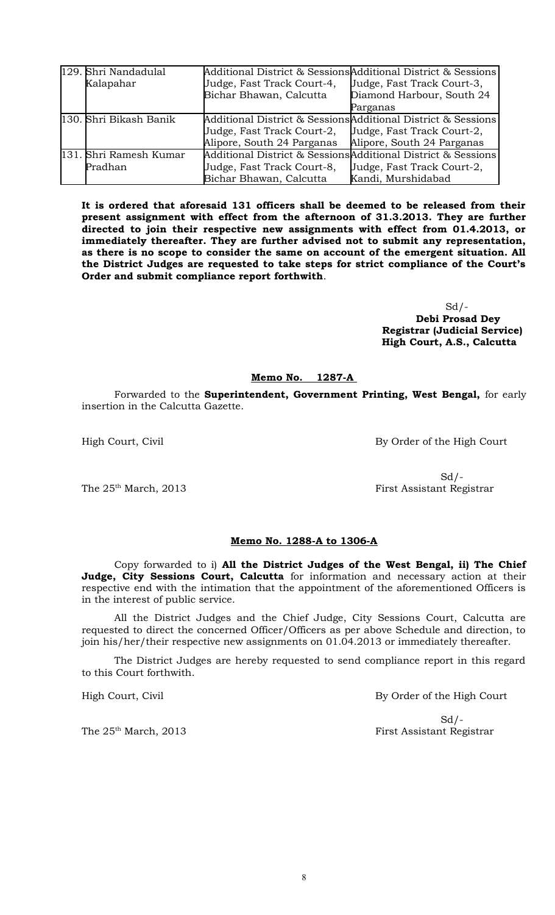| | | |
|---|---|---|
| 129. Shri Nandadulal Kalapahar | Additional District & Sessions Judge, Fast Track Court-4, Bichar Bhawan, Calcutta | Additional District & Sessions Judge, Fast Track Court-3, Diamond Harbour, South 24 Parganas |
| 130. Shri Bikash Banik | Additional District & Sessions Judge, Fast Track Court-2, Alipore, South 24 Parganas | Additional District & Sessions Judge, Fast Track Court-2, Alipore, South 24 Parganas |
| 131. Shri Ramesh Kumar Pradhan | Additional District & Sessions Judge, Fast Track Court-8, Bichar Bhawan, Calcutta | Additional District & Sessions Judge, Fast Track Court-2, Kandi, Murshidabad |

**It is ordered that aforesaid 131 officers shall be deemed to be released from their present assignment with effect from the afternoon of 31.3.2013. They are further directed to join their respective new assignments with effect from 01.4.2013, or immediately thereafter. They are further advised not to submit any representation, as there is no scope to consider the same on account of the emergent situation. All the District Judges are requested to take steps for strict compliance of the Court's Order and submit compliance report forthwith**.

Sd/-
**Debi Prosad Dey**
**Registrar (Judicial Service)**
**High Court, A.S., Calcutta**

**Memo No. 1287-A**

Forwarded to the **Superintendent, Government Printing, West Bengal,** for early insertion in the Calcutta Gazette.

High Court, Civil — By Order of the High Court

Sd/-

The 25th March, 2013 — First Assistant Registrar

**Memo No. 1288-A to 1306-A**

Copy forwarded to i) **All the District Judges of the West Bengal, ii) The Chief Judge, City Sessions Court, Calcutta** for information and necessary action at their respective end with the intimation that the appointment of the aforementioned Officers is in the interest of public service.

All the District Judges and the Chief Judge, City Sessions Court, Calcutta are requested to direct the concerned Officer/Officers as per above Schedule and direction, to join his/her/their respective new assignments on 01.04.2013 or immediately thereafter.

The District Judges are hereby requested to send compliance report in this regard to this Court forthwith.

High Court, Civil — By Order of the High Court

Sd/-

The 25th March, 2013 — First Assistant Registrar